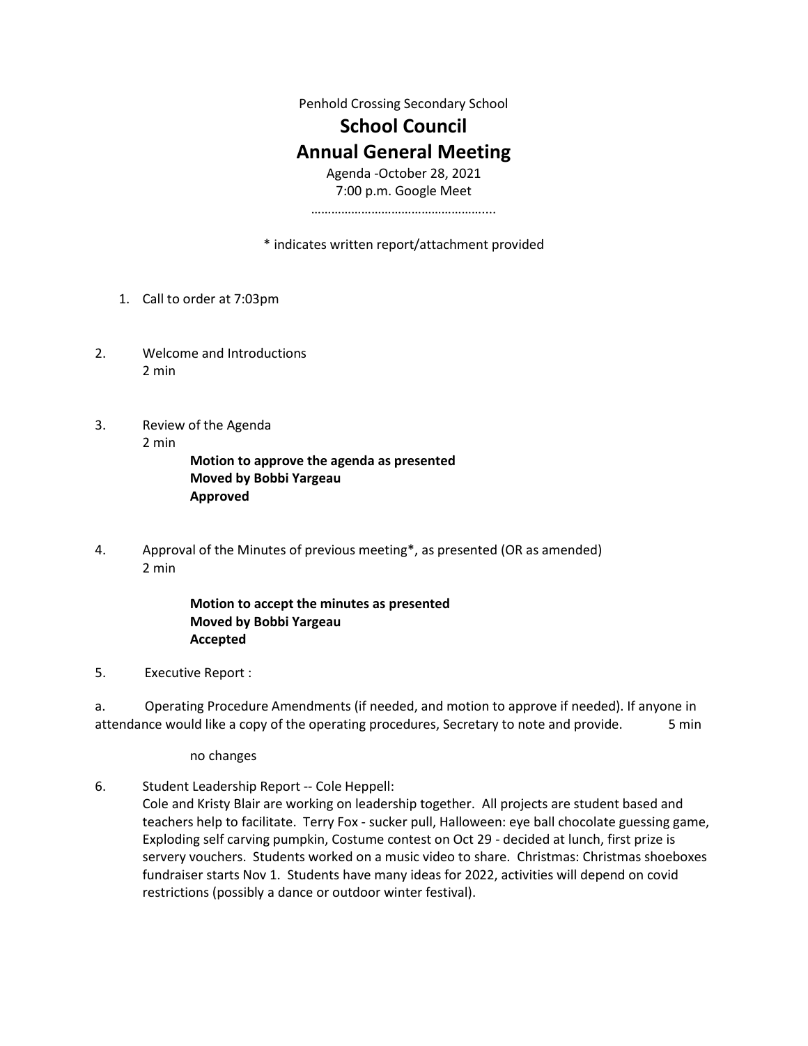Penhold Crossing Secondary School

# School Council

# Annual General Meeting

Agenda -October 28, 2021

7:00 p.m. Google Meet

……………………………………………...

* indicates written report/attachment provided

1. Call to order at 7:03pm

2. Welcome and Introductions
   2 min

3. Review of the Agenda
   2 min

   **Motion to approve the agenda as presented**
   **Moved by Bobbi Yargeau**
   **Approved**

4. Approval of the Minutes of previous meeting*, as presented (OR as amended)
   2 min

   **Motion to accept the minutes as presented**
   **Moved by Bobbi Yargeau**
   **Accepted**

5. Executive Report :

a. Operating Procedure Amendments (if needed, and motion to approve if needed). If anyone in attendance would like a copy of the operating procedures, Secretary to note and provide. 5 min

   no changes

6. Student Leadership Report -- Cole Heppell:
   Cole and Kristy Blair are working on leadership together. All projects are student based and teachers help to facilitate. Terry Fox - sucker pull, Halloween: eye ball chocolate guessing game, Exploding self carving pumpkin, Costume contest on Oct 29 - decided at lunch, first prize is servery vouchers. Students worked on a music video to share. Christmas: Christmas shoeboxes fundraiser starts Nov 1. Students have many ideas for 2022, activities will depend on covid restrictions (possibly a dance or outdoor winter festival).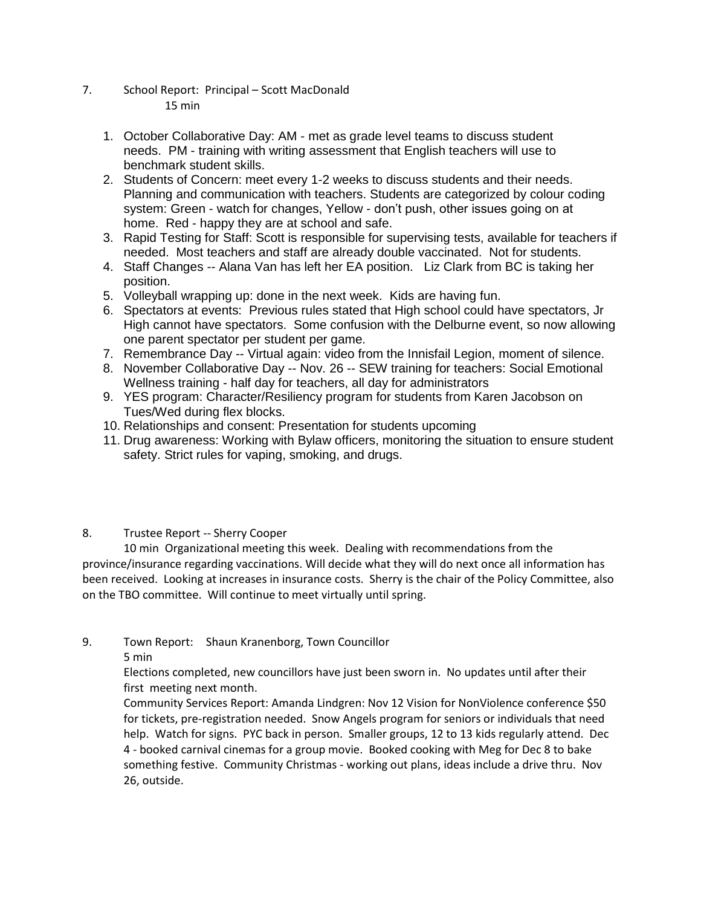7. School Report: Principal – Scott MacDonald
   15 min

   1. October Collaborative Day: AM - met as grade level teams to discuss student needs. PM - training with writing assessment that English teachers will use to benchmark student skills.
   2. Students of Concern: meet every 1-2 weeks to discuss students and their needs. Planning and communication with teachers. Students are categorized by colour coding system: Green - watch for changes, Yellow - don't push, other issues going on at home. Red - happy they are at school and safe.
   3. Rapid Testing for Staff: Scott is responsible for supervising tests, available for teachers if needed. Most teachers and staff are already double vaccinated. Not for students.
   4. Staff Changes -- Alana Van has left her EA position. Liz Clark from BC is taking her position.
   5. Volleyball wrapping up: done in the next week. Kids are having fun.
   6. Spectators at events: Previous rules stated that High school could have spectators, Jr High cannot have spectators. Some confusion with the Delburne event, so now allowing one parent spectator per student per game.
   7. Remembrance Day -- Virtual again: video from the Innisfail Legion, moment of silence.
   8. November Collaborative Day -- Nov. 26 -- SEW training for teachers: Social Emotional Wellness training - half day for teachers, all day for administrators
   9. YES program: Character/Resiliency program for students from Karen Jacobson on Tues/Wed during flex blocks.
   10. Relationships and consent: Presentation for students upcoming
   11. Drug awareness: Working with Bylaw officers, monitoring the situation to ensure student safety. Strict rules for vaping, smoking, and drugs.

8. Trustee Report -- Sherry Cooper

   10 min Organizational meeting this week. Dealing with recommendations from the province/insurance regarding vaccinations. Will decide what they will do next once all information has been received. Looking at increases in insurance costs. Sherry is the chair of the Policy Committee, also on the TBO committee. Will continue to meet virtually until spring.

9. Town Report: Shaun Kranenborg, Town Councillor
   5 min

   Elections completed, new councillors have just been sworn in. No updates until after their first meeting next month.

   Community Services Report: Amanda Lindgren: Nov 12 Vision for NonViolence conference $50 for tickets, pre-registration needed. Snow Angels program for seniors or individuals that need help. Watch for signs. PYC back in person. Smaller groups, 12 to 13 kids regularly attend. Dec 4 - booked carnival cinemas for a group movie. Booked cooking with Meg for Dec 8 to bake something festive. Community Christmas - working out plans, ideas include a drive thru. Nov 26, outside.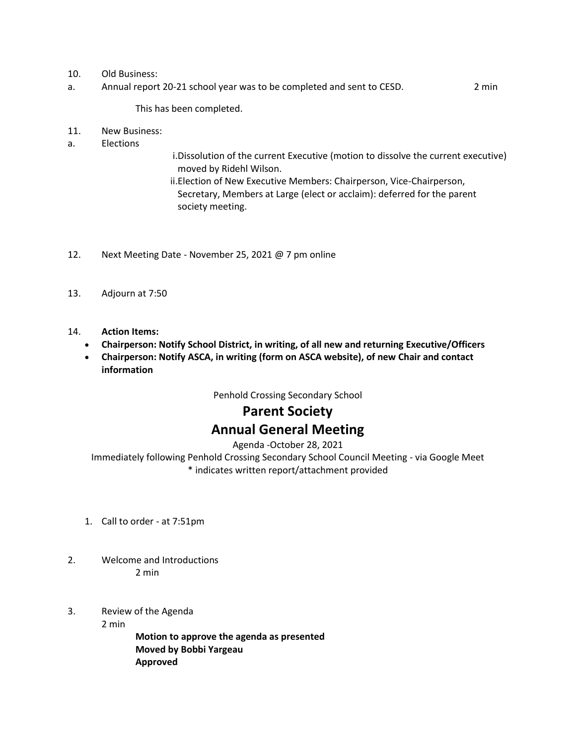10. Old Business:

a. Annual report 20-21 school year was to be completed and sent to CESD. 2 min

This has been completed.

11. New Business:

a. Elections

   i. Dissolution of the current Executive (motion to dissolve the current executive) moved by Ridehl Wilson.
   ii. Election of New Executive Members: Chairperson, Vice-Chairperson, Secretary, Members at Large (elect or acclaim): deferred for the parent society meeting.

12. Next Meeting Date - November 25, 2021 @ 7 pm online

13. Adjourn at 7:50

14. **Action Items:**

- **Chairperson: Notify School District, in writing, of all new and returning Executive/Officers**
- **Chairperson: Notify ASCA, in writing (form on ASCA website), of new Chair and contact information**

Penhold Crossing Secondary School

# Parent Society

# Annual General Meeting

Agenda -October 28, 2021

Immediately following Penhold Crossing Secondary School Council Meeting - via Google Meet

* indicates written report/attachment provided

1. Call to order - at 7:51pm

2. Welcome and Introductions

   2 min

3. Review of the Agenda

   2 min

   **Motion to approve the agenda as presented**
   **Moved by Bobbi Yargeau**
   **Approved**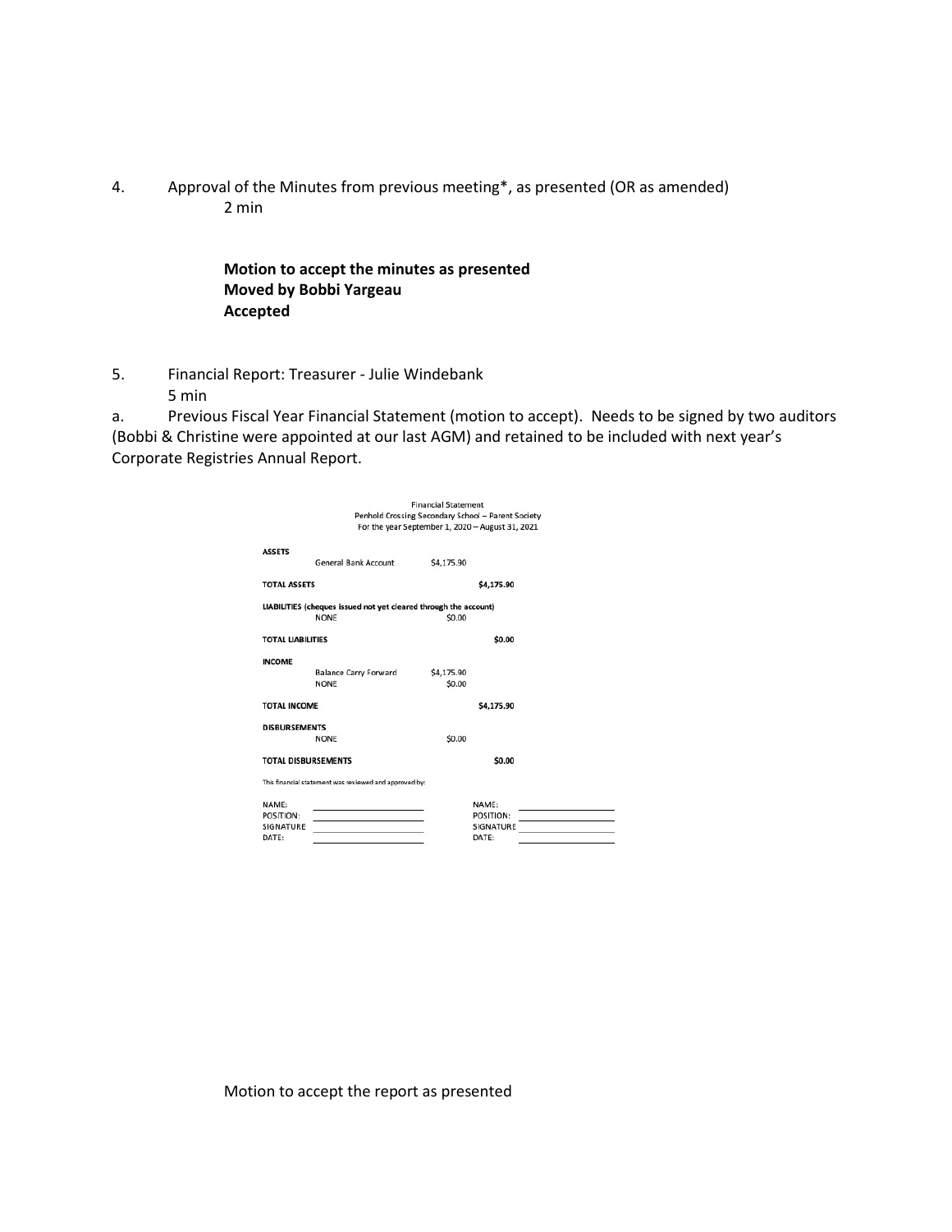4. Approval of the Minutes from previous meeting*, as presented (OR as amended)
   2 min

   **Motion to accept the minutes as presented**
   **Moved by Bobbi Yargeau**
   **Accepted**

5. Financial Report: Treasurer - Julie Windebank
   5 min

a. Previous Fiscal Year Financial Statement (motion to accept). Needs to be signed by two auditors (Bobbi & Christine were appointed at our last AGM) and retained to be included with next year's Corporate Registries Annual Report.

Financial Statement
Penhold Crossing Secondary School – Parent Society
For the year September 1, 2020 – August 31, 2021

| | | | |
|---|---|---|---|
| **ASSETS** | | | |
| | General Bank Account | $4,175.90 | |
| **TOTAL ASSETS** | | | **$4,175.90** |
| **LIABILITIES (cheques issued not yet cleared through the account)** | | | |
| | NONE | $0.00 | |
| **TOTAL LIABILITIES** | | | **$0.00** |
| **INCOME** | | | |
| | Balance Carry Forward | $4,175.90 | |
| | NONE | $0.00 | |
| **TOTAL INCOME** | | | **$4,175.90** |
| **DISBURSEMENTS** | | | |
| | NONE | $0.00 | |
| **TOTAL DISBURSEMENTS** | | | **$0.00** |

This financial statement was reviewed and approved by:

| | | | |
|---|---|---|---|
| NAME: | | NAME: | |
| POSITION: | | POSITION: | |
| SIGNATURE | | SIGNATURE | |
| DATE: | | DATE: | |

Motion to accept the report as presented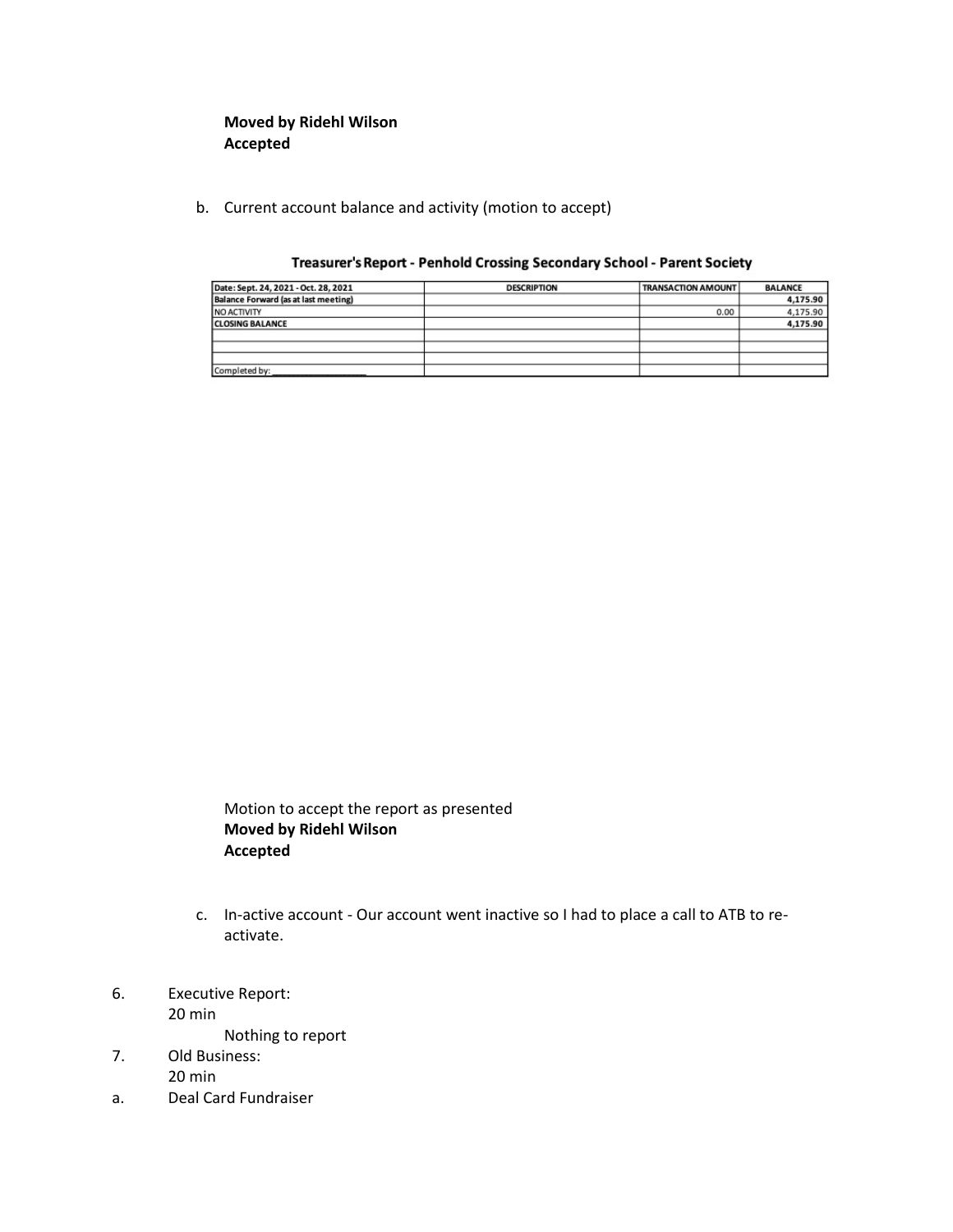**Moved by Ridehl Wilson**
**Accepted**

b. Current account balance and activity (motion to accept)

**Treasurer's Report - Penhold Crossing Secondary School - Parent Society**

| Date: Sept. 24, 2021 - Oct. 28, 2021 | DESCRIPTION | TRANSACTION AMOUNT | BALANCE |
|---|---|---|---|
| Balance Forward (as at last meeting) | | | 4,175.90 |
| NO ACTIVITY | | 0.00 | 4,175.90 |
| CLOSING BALANCE | | | 4,175.90 |
| | | | |
| | | | |
| | | | |
| Completed by: ________________ | | | |

Motion to accept the report as presented
**Moved by Ridehl Wilson**
**Accepted**

c. In-active account - Our account went inactive so I had to place a call to ATB to re-activate.

6. Executive Report:
   20 min
   
   Nothing to report

7. Old Business:
   20 min

a. Deal Card Fundraiser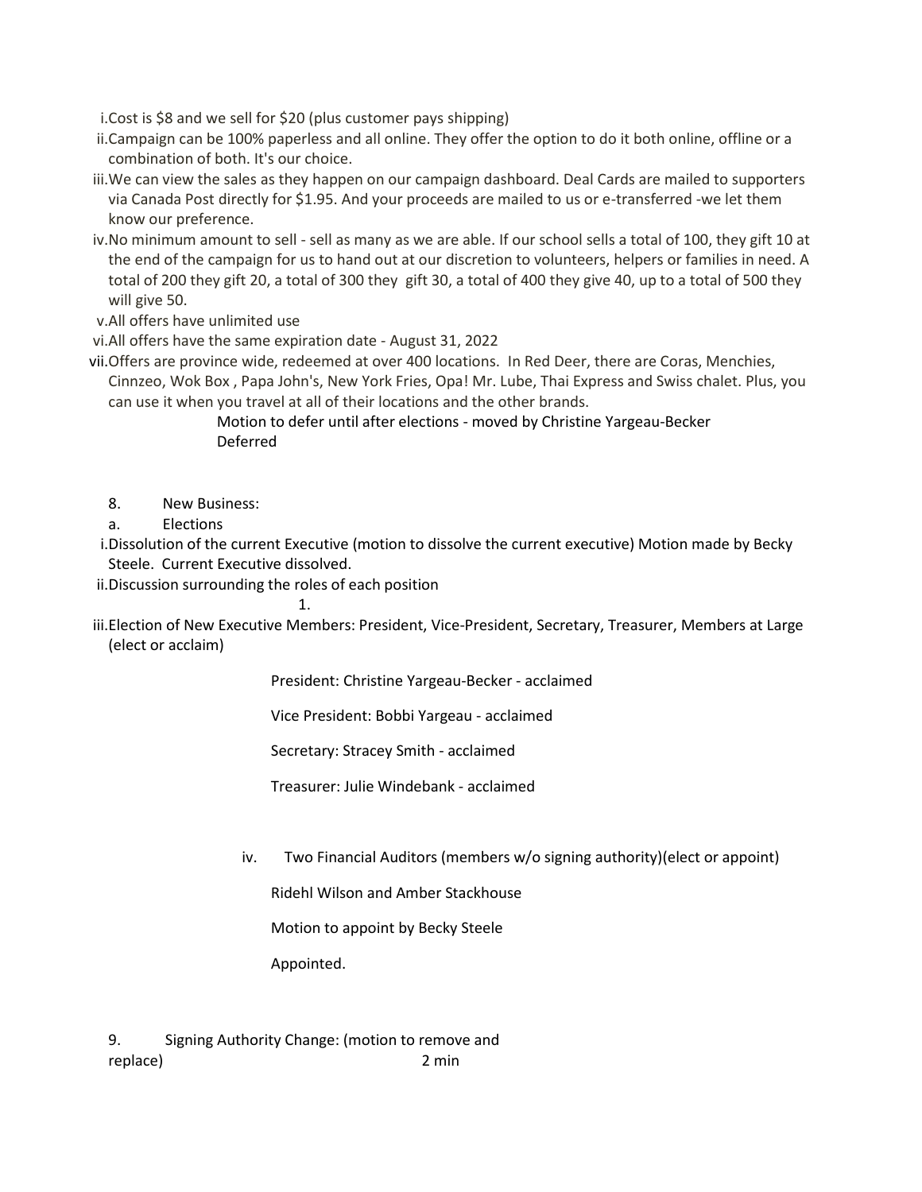i. Cost is $8 and we sell for $20 (plus customer pays shipping)
ii. Campaign can be 100% paperless and all online. They offer the option to do it both online, offline or a combination of both. It's our choice.
iii. We can view the sales as they happen on our campaign dashboard. Deal Cards are mailed to supporters via Canada Post directly for $1.95. And your proceeds are mailed to us or e-transferred -we let them know our preference.
iv. No minimum amount to sell - sell as many as we are able. If our school sells a total of 100, they gift 10 at the end of the campaign for us to hand out at our discretion to volunteers, helpers or families in need. A total of 200 they gift 20, a total of 300 they gift 30, a total of 400 they give 40, up to a total of 500 they will give 50.
v. All offers have unlimited use
vi. All offers have the same expiration date - August 31, 2022
vii. Offers are province wide, redeemed at over 400 locations. In Red Deer, there are Coras, Menchies, Cinnzeo, Wok Box , Papa John's, New York Fries, Opa! Mr. Lube, Thai Express and Swiss chalet. Plus, you can use it when you travel at all of their locations and the other brands.

Motion to defer until after elections - moved by Christine Yargeau-Becker
Deferred

8. New Business:

a. Elections

i. Dissolution of the current Executive (motion to dissolve the current executive) Motion made by Becky Steele. Current Executive dissolved.
ii. Discussion surrounding the roles of each position
    1.
iii. Election of New Executive Members: President, Vice-President, Secretary, Treasurer, Members at Large (elect or acclaim)

President: Christine Yargeau-Becker - acclaimed

Vice President: Bobbi Yargeau - acclaimed

Secretary: Stracey Smith - acclaimed

Treasurer: Julie Windebank - acclaimed

iv. Two Financial Auditors (members w/o signing authority)(elect or appoint)

Ridehl Wilson and Amber Stackhouse

Motion to appoint by Becky Steele

Appointed.

9. Signing Authority Change: (motion to remove and replace) 2 min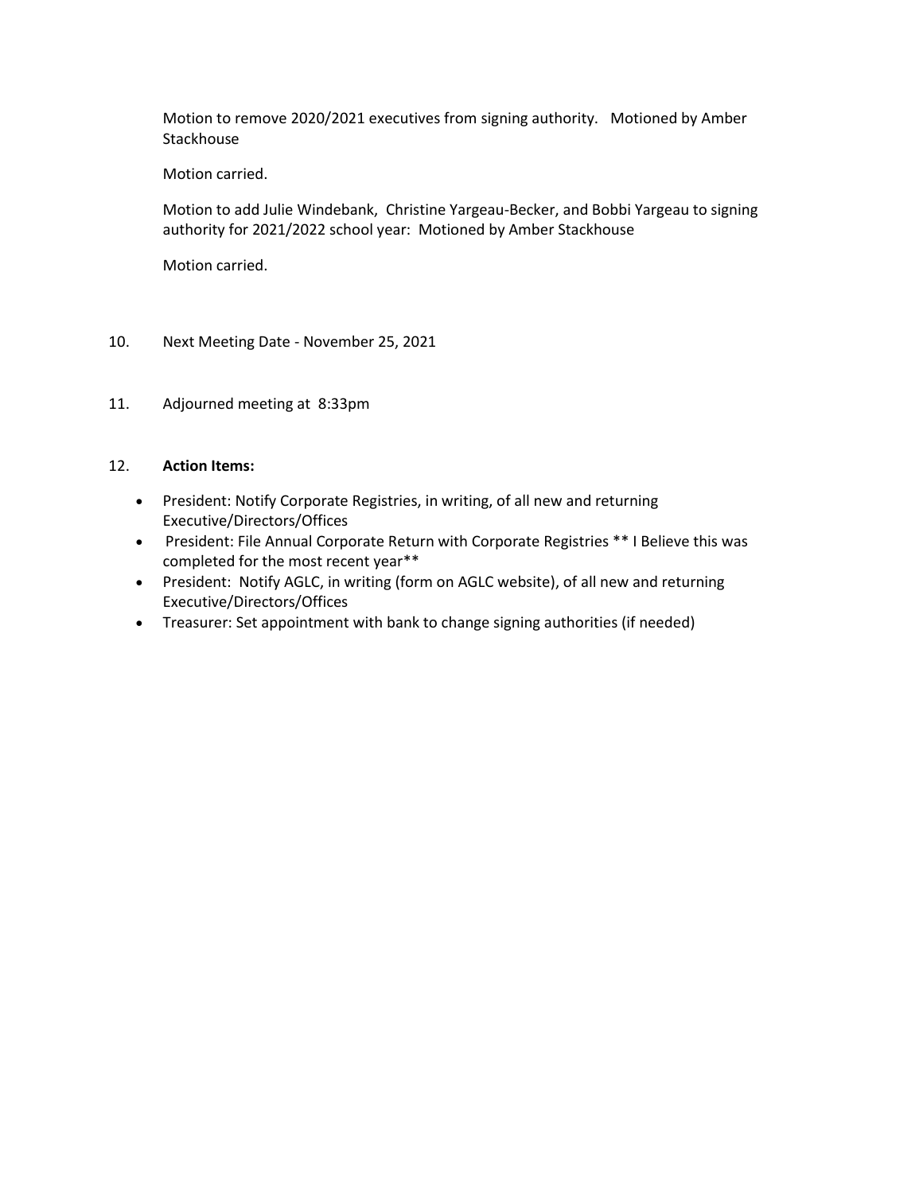Motion to remove 2020/2021 executives from signing authority. Motioned by Amber Stackhouse

Motion carried.

Motion to add Julie Windebank, Christine Yargeau-Becker, and Bobbi Yargeau to signing authority for 2021/2022 school year: Motioned by Amber Stackhouse

Motion carried.

10. Next Meeting Date - November 25, 2021

11. Adjourned meeting at 8:33pm

12. **Action Items:**

- President: Notify Corporate Registries, in writing, of all new and returning Executive/Directors/Offices
- President: File Annual Corporate Return with Corporate Registries ** I Believe this was completed for the most recent year**
- President: Notify AGLC, in writing (form on AGLC website), of all new and returning Executive/Directors/Offices
- Treasurer: Set appointment with bank to change signing authorities (if needed)